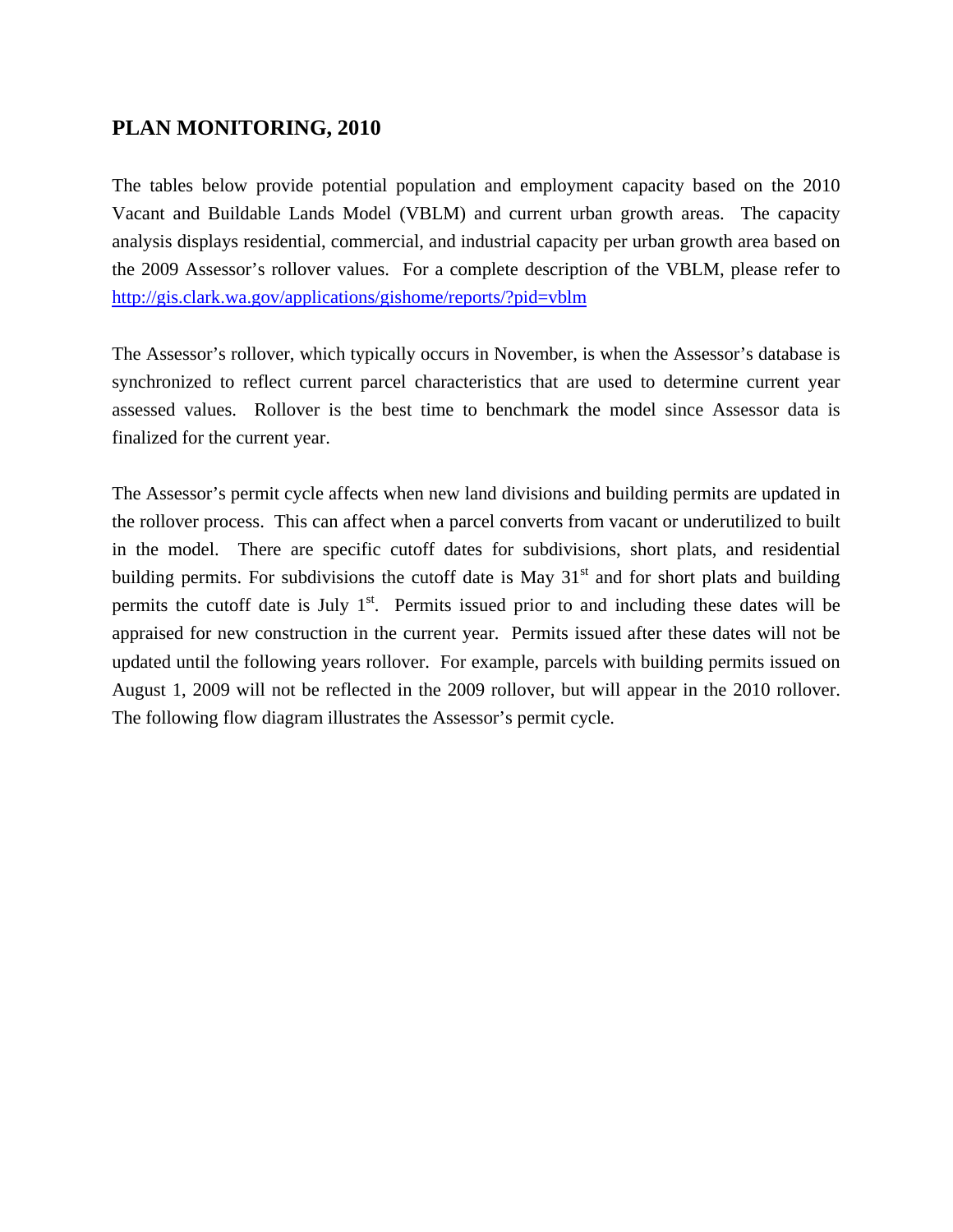## PLAN MONITORING, 2010

The tables below provide potential population and employment capacity based on the 2010 Vacant and Buildable Lands Model (VBLM) and current urban growth areas. The capacity analysis displays residential, commercial, and industrial capacity per urban growth area based on the 2009 Assessor's rollover values. For a complete description of the VBLM, please refer to [http://gis.clark.wa.gov/applications/gishome/reports/?pid=vblm](http://gis.clark.wa.gov/applications/gishome/reports/?pid=vblm)

The Assessor's rollover, which typically occurs in November, is when the Assessor's database is synchronized to reflect current parcel characteristics that are used to determine current year assessed values. Rollover is the best time to benchmark the model since Assessor data is finalized for the current year.

The Assessor's permit cycle affects when new land divisions and building permits are updated in the rollover process. This can affect when a parcel converts from vacant or underutilized to built in the model. There are specific cutoff dates for subdivisions, short plats, and residential building permits. For subdivisions the cutoff date is May 31st and for short plats and building permits the cutoff date is July 1st. Permits issued prior to and including these dates will be appraised for new construction in the current year. Permits issued after these dates will not be updated until the following years rollover. For example, parcels with building permits issued on August 1, 2009 will not be reflected in the 2009 rollover, but will appear in the 2010 rollover. The following flow diagram illustrates the Assessor's permit cycle.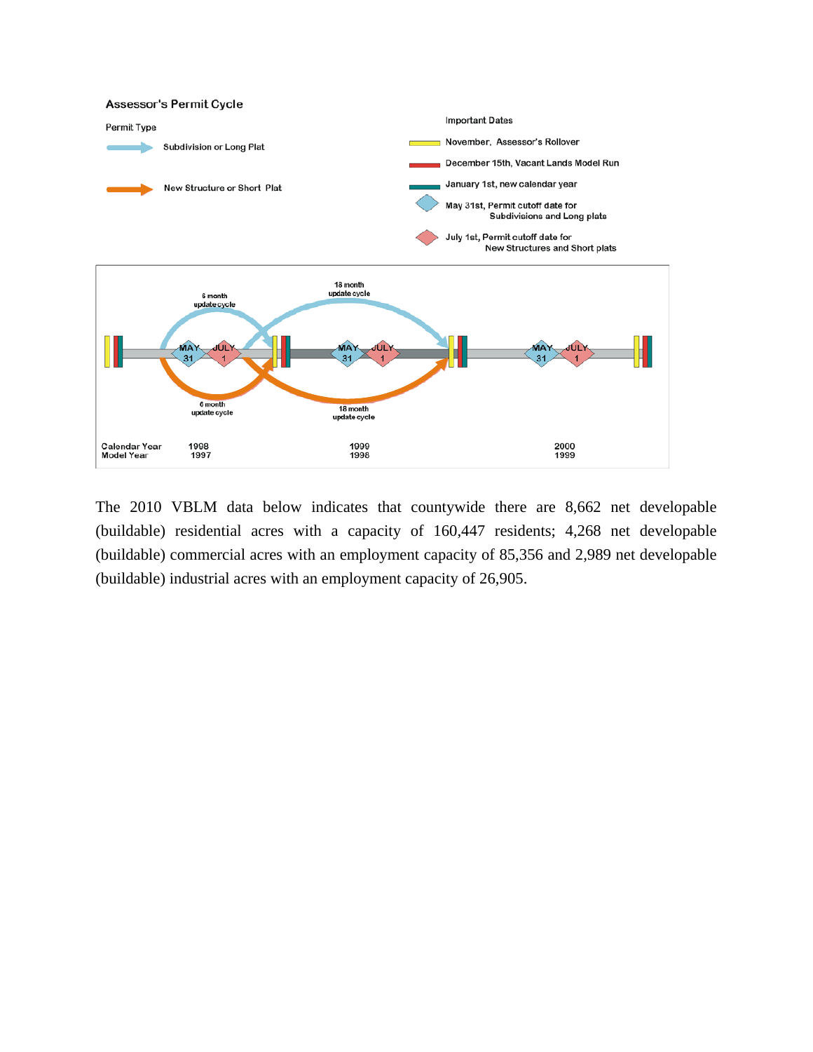**Assessor's Permit Cycle**

Permit Type

- Subdivision or Long Plat
- New Structure or Short Plat

Important Dates

- November, Assessor's Rollover
- December 15th, Vacant Lands Model Run
- January 1st, new calendar year
- May 31st, Permit cutoff date for Subdivisions and Long plats
- July 1st, Permit cutoff date for New Structures and Short plats

6 month update cycle

18 month update cycle

| Calendar Year | 1998 | 1999 | 2000 |
|---|---|---|---|
| Model Year | 1997 | 1998 | 1999 |

The 2010 VBLM data below indicates that countywide there are 8,662 net developable (buildable) residential acres with a capacity of 160,447 residents; 4,268 net developable (buildable) commercial acres with an employment capacity of 85,356 and 2,989 net developable (buildable) industrial acres with an employment capacity of 26,905.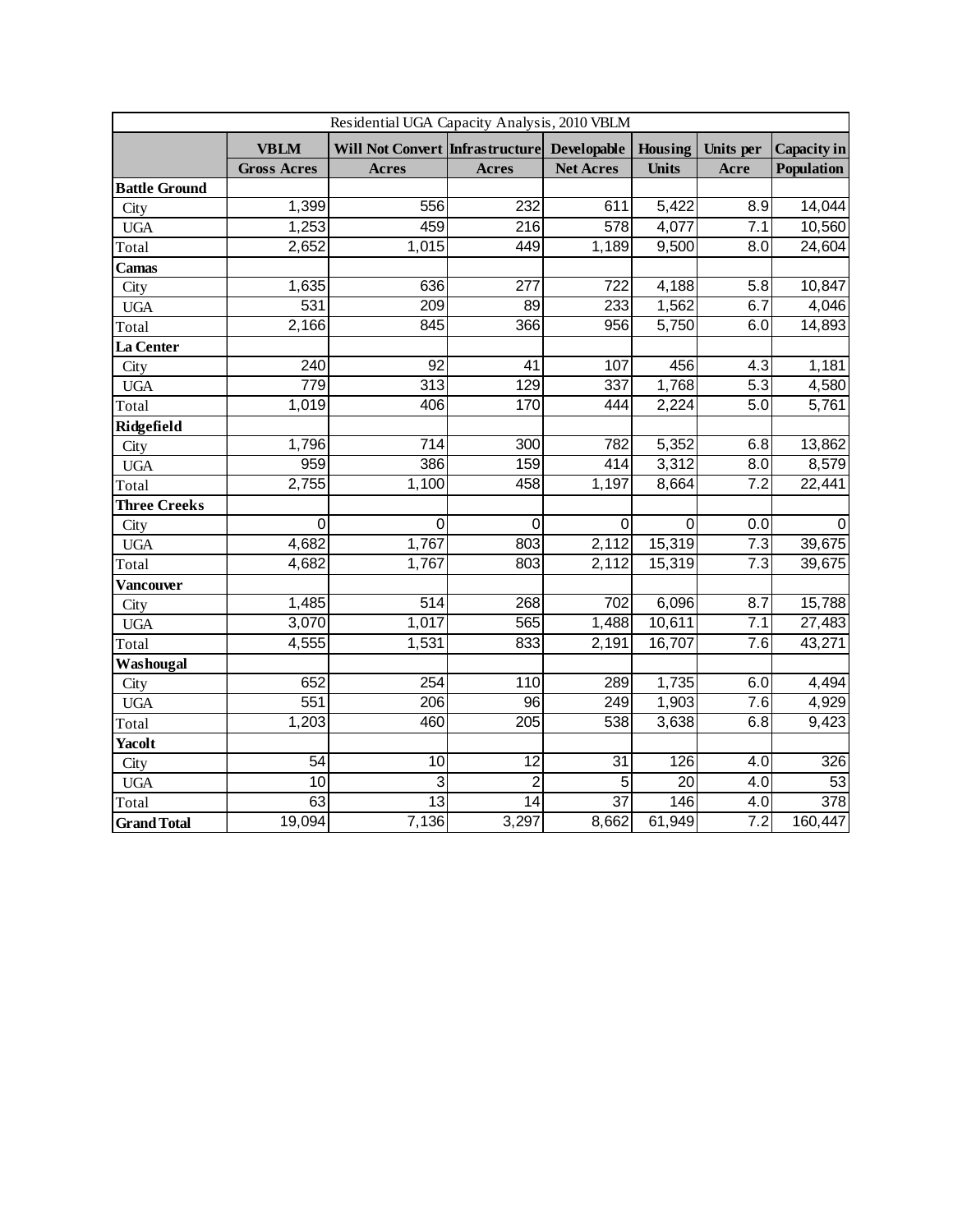| Residential UGA Capacity Analysis, 2010 VBLM | | | | | | | |
|---|---|---|---|---|---|---|---|
| | **VBLM Gross Acres** | **Will Not Convert Acres** | **Infrastructure Acres** | **Developable Net Acres** | **Housing Units** | **Units per Acre** | **Capacity in Population** |
| **Battle Ground** | | | | | | | |
| City | 1,399 | 556 | 232 | 611 | 5,422 | 8.9 | 14,044 |
| UGA | 1,253 | 459 | 216 | 578 | 4,077 | 7.1 | 10,560 |
| Total | 2,652 | 1,015 | 449 | 1,189 | 9,500 | 8.0 | 24,604 |
| **Camas** | | | | | | | |
| City | 1,635 | 636 | 277 | 722 | 4,188 | 5.8 | 10,847 |
| UGA | 531 | 209 | 89 | 233 | 1,562 | 6.7 | 4,046 |
| Total | 2,166 | 845 | 366 | 956 | 5,750 | 6.0 | 14,893 |
| **La Center** | | | | | | | |
| City | 240 | 92 | 41 | 107 | 456 | 4.3 | 1,181 |
| UGA | 779 | 313 | 129 | 337 | 1,768 | 5.3 | 4,580 |
| Total | 1,019 | 406 | 170 | 444 | 2,224 | 5.0 | 5,761 |
| **Ridgefield** | | | | | | | |
| City | 1,796 | 714 | 300 | 782 | 5,352 | 6.8 | 13,862 |
| UGA | 959 | 386 | 159 | 414 | 3,312 | 8.0 | 8,579 |
| Total | 2,755 | 1,100 | 458 | 1,197 | 8,664 | 7.2 | 22,441 |
| **Three Creeks** | | | | | | | |
| City | 0 | 0 | 0 | 0 | 0 | 0.0 | 0 |
| UGA | 4,682 | 1,767 | 803 | 2,112 | 15,319 | 7.3 | 39,675 |
| Total | 4,682 | 1,767 | 803 | 2,112 | 15,319 | 7.3 | 39,675 |
| **Vancouver** | | | | | | | |
| City | 1,485 | 514 | 268 | 702 | 6,096 | 8.7 | 15,788 |
| UGA | 3,070 | 1,017 | 565 | 1,488 | 10,611 | 7.1 | 27,483 |
| Total | 4,555 | 1,531 | 833 | 2,191 | 16,707 | 7.6 | 43,271 |
| **Washougal** | | | | | | | |
| City | 652 | 254 | 110 | 289 | 1,735 | 6.0 | 4,494 |
| UGA | 551 | 206 | 96 | 249 | 1,903 | 7.6 | 4,929 |
| Total | 1,203 | 460 | 205 | 538 | 3,638 | 6.8 | 9,423 |
| **Yacolt** | | | | | | | |
| City | 54 | 10 | 12 | 31 | 126 | 4.0 | 326 |
| UGA | 10 | 3 | 2 | 5 | 20 | 4.0 | 53 |
| Total | 63 | 13 | 14 | 37 | 146 | 4.0 | 378 |
| **Grand Total** | 19,094 | 7,136 | 3,297 | 8,662 | 61,949 | 7.2 | 160,447 |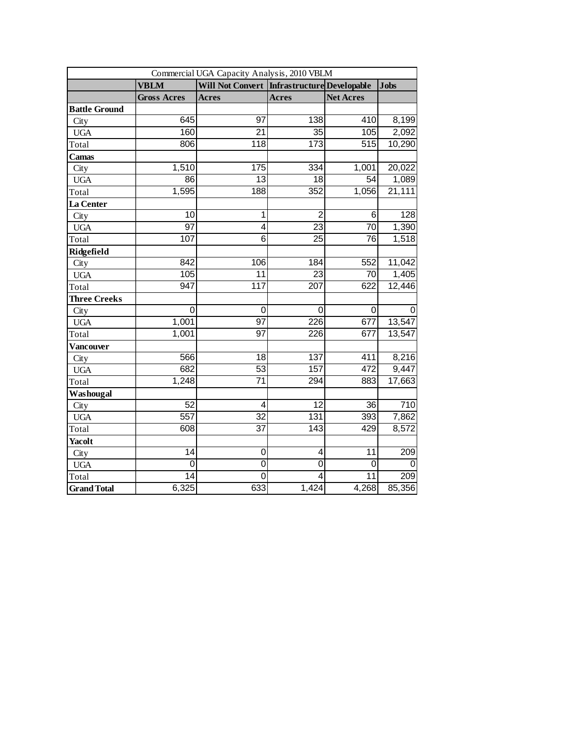| Commercial UGA Capacity Analysis, 2010 VBLM | | | | | |
|---|---|---|---|---|---|
| | **VBLM** | **Will Not Convert** | **Infrastructure** | **Developable** | **Jobs** |
| | **Gross Acres** | **Acres** | **Acres** | **Net Acres** | |
| **Battle Ground** | | | | | |
| City | 645 | 97 | 138 | 410 | 8,199 |
| UGA | 160 | 21 | 35 | 105 | 2,092 |
| Total | 806 | 118 | 173 | 515 | 10,290 |
| **Camas** | | | | | |
| City | 1,510 | 175 | 334 | 1,001 | 20,022 |
| UGA | 86 | 13 | 18 | 54 | 1,089 |
| Total | 1,595 | 188 | 352 | 1,056 | 21,111 |
| **La Center** | | | | | |
| City | 10 | 1 | 2 | 6 | 128 |
| UGA | 97 | 4 | 23 | 70 | 1,390 |
| Total | 107 | 6 | 25 | 76 | 1,518 |
| **Ridgefield** | | | | | |
| City | 842 | 106 | 184 | 552 | 11,042 |
| UGA | 105 | 11 | 23 | 70 | 1,405 |
| Total | 947 | 117 | 207 | 622 | 12,446 |
| **Three Creeks** | | | | | |
| City | 0 | 0 | 0 | 0 | 0 |
| UGA | 1,001 | 97 | 226 | 677 | 13,547 |
| Total | 1,001 | 97 | 226 | 677 | 13,547 |
| **Vancouver** | | | | | |
| City | 566 | 18 | 137 | 411 | 8,216 |
| UGA | 682 | 53 | 157 | 472 | 9,447 |
| Total | 1,248 | 71 | 294 | 883 | 17,663 |
| **Washougal** | | | | | |
| City | 52 | 4 | 12 | 36 | 710 |
| UGA | 557 | 32 | 131 | 393 | 7,862 |
| Total | 608 | 37 | 143 | 429 | 8,572 |
| **Yacolt** | | | | | |
| City | 14 | 0 | 4 | 11 | 209 |
| UGA | 0 | 0 | 0 | 0 | 0 |
| Total | 14 | 0 | 4 | 11 | 209 |
| **Grand Total** | 6,325 | 633 | 1,424 | 4,268 | 85,356 |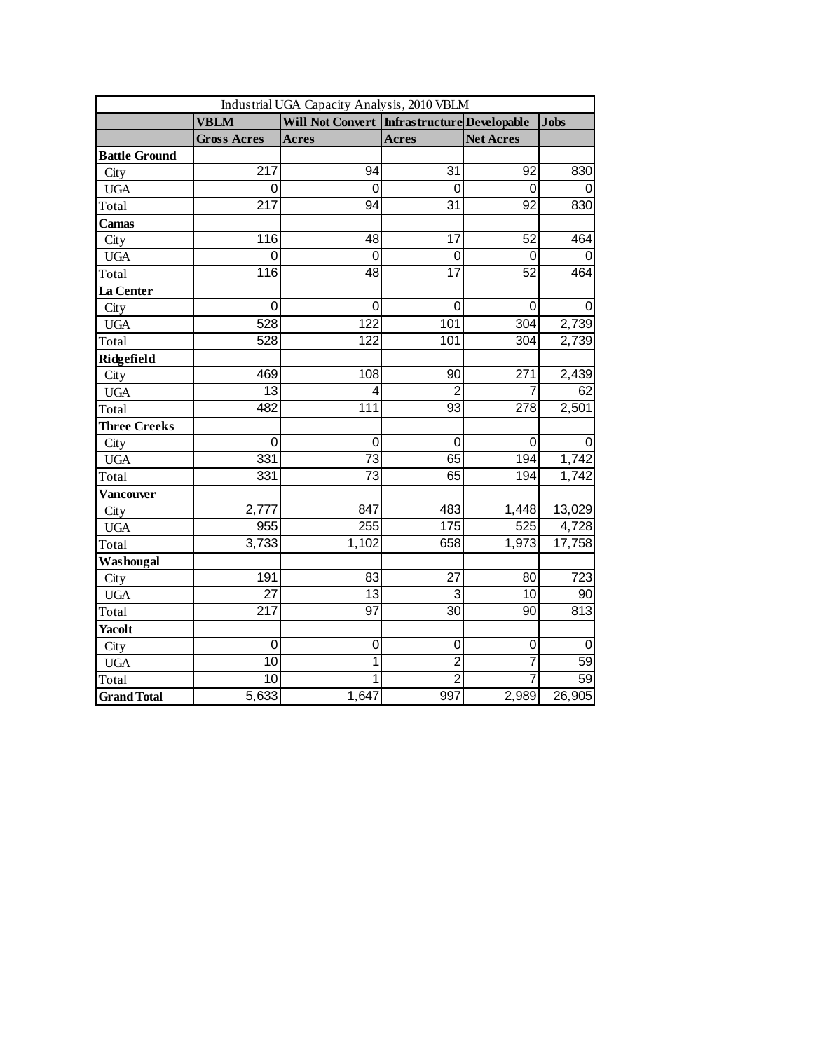| Industrial UGA Capacity Analysis, 2010 VBLM | | | | | |
|---|---|---|---|---|---|
| | **VBLM** | **Will Not Convert** | **Infrastructure** | **Developable** | **Jobs** |
| | **Gross Acres** | **Acres** | **Acres** | **Net Acres** | |
| **Battle Ground** | | | | | |
| City | 217 | 94 | 31 | 92 | 830 |
| UGA | 0 | 0 | 0 | 0 | 0 |
| Total | 217 | 94 | 31 | 92 | 830 |
| **Camas** | | | | | |
| City | 116 | 48 | 17 | 52 | 464 |
| UGA | 0 | 0 | 0 | 0 | 0 |
| Total | 116 | 48 | 17 | 52 | 464 |
| **La Center** | | | | | |
| City | 0 | 0 | 0 | 0 | 0 |
| UGA | 528 | 122 | 101 | 304 | 2,739 |
| Total | 528 | 122 | 101 | 304 | 2,739 |
| **Ridgefield** | | | | | |
| City | 469 | 108 | 90 | 271 | 2,439 |
| UGA | 13 | 4 | 2 | 7 | 62 |
| Total | 482 | 111 | 93 | 278 | 2,501 |
| **Three Creeks** | | | | | |
| City | 0 | 0 | 0 | 0 | 0 |
| UGA | 331 | 73 | 65 | 194 | 1,742 |
| Total | 331 | 73 | 65 | 194 | 1,742 |
| **Vancouver** | | | | | |
| City | 2,777 | 847 | 483 | 1,448 | 13,029 |
| UGA | 955 | 255 | 175 | 525 | 4,728 |
| Total | 3,733 | 1,102 | 658 | 1,973 | 17,758 |
| **Washougal** | | | | | |
| City | 191 | 83 | 27 | 80 | 723 |
| UGA | 27 | 13 | 3 | 10 | 90 |
| Total | 217 | 97 | 30 | 90 | 813 |
| **Yacolt** | | | | | |
| City | 0 | 0 | 0 | 0 | 0 |
| UGA | 10 | 1 | 2 | 7 | 59 |
| Total | 10 | 1 | 2 | 7 | 59 |
| **Grand Total** | 5,633 | 1,647 | 997 | 2,989 | 26,905 |